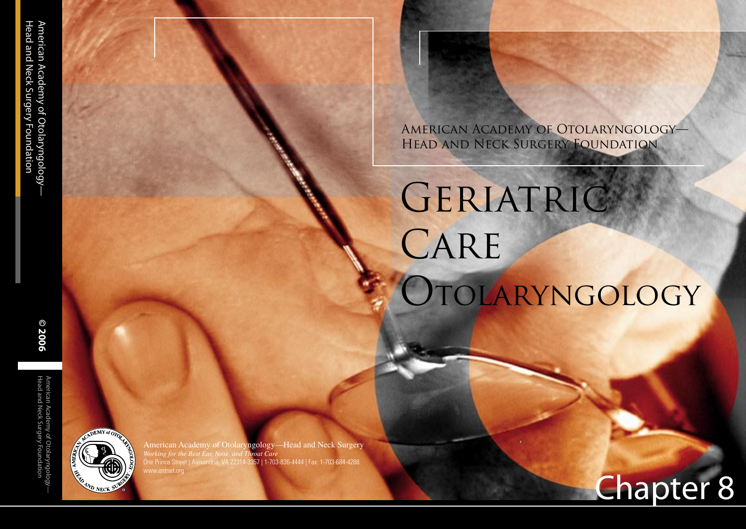American Academy of Otolaryngology—Head and Neck Surgery Foundation

# Geriatric Care Otolaryngology

American Academy of Otolaryngology—Head and Neck Surgery
*Working for the Best Ear, Nose, and Throat Care*
One Prince Street | Alexandria, VA 22314-3357 | 1-703-836-4444 | Fax: 1-703-684-4288
www.entnet.org

Chapter 8

American Academy of Otolaryngology—Head and Neck Surgery Foundation

© 2006

American Academy of Otolaryngology—Head and Neck Surgery Foundation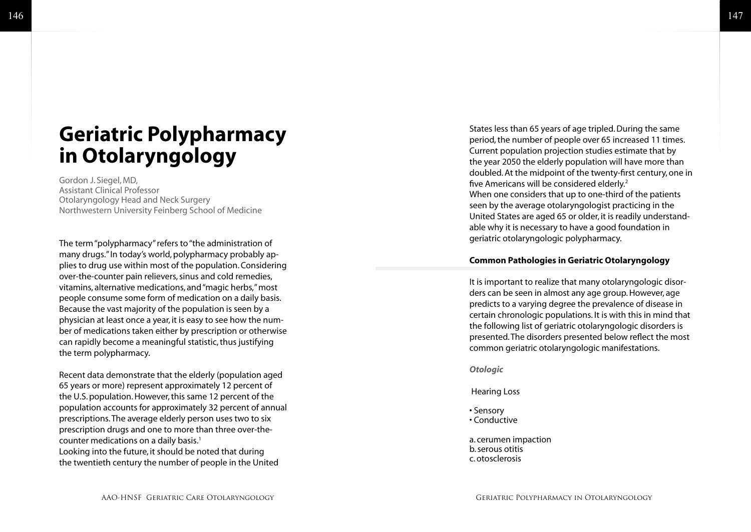# Geriatric Polypharmacy in Otolaryngology

Gordon J. Siegel, MD,
Assistant Clinical Professor
Otolaryngology Head and Neck Surgery
Northwestern University Feinberg School of Medicine

The term "polypharmacy" refers to "the administration of many drugs." In today's world, polypharmacy probably applies to drug use within most of the population. Considering over-the-counter pain relievers, sinus and cold remedies, vitamins, alternative medications, and "magic herbs," most people consume some form of medication on a daily basis. Because the vast majority of the population is seen by a physician at least once a year, it is easy to see how the number of medications taken either by prescription or otherwise can rapidly become a meaningful statistic, thus justifying the term polypharmacy.

Recent data demonstrate that the elderly (population aged 65 years or more) represent approximately 12 percent of the U.S. population. However, this same 12 percent of the population accounts for approximately 32 percent of annual prescriptions. The average elderly person uses two to six prescription drugs and one to more than three over-the-counter medications on a daily basis.[1]
Looking into the future, it should be noted that during the twentieth century the number of people in the United States less than 65 years of age tripled. During the same period, the number of people over 65 increased 11 times. Current population projection studies estimate that by the year 2050 the elderly population will have more than doubled. At the midpoint of the twenty-first century, one in five Americans will be considered elderly.[2]
When one considers that up to one-third of the patients seen by the average otolaryngologist practicing in the United States are aged 65 or older, it is readily understandable why it is necessary to have a good foundation in geriatric otolaryngologic polypharmacy.

## Common Pathologies in Geriatric Otolaryngology

It is important to realize that many otolaryngologic disorders can be seen in almost any age group. However, age predicts to a varying degree the prevalence of disease in certain chronologic populations. It is with this in mind that the following list of geriatric otolaryngologic disorders is presented. The disorders presented below reflect the most common geriatric otolaryngologic manifestations.

### *Otologic*

Hearing Loss

- Sensory
- Conductive

a. cerumen impaction
b. serous otitis
c. otosclerosis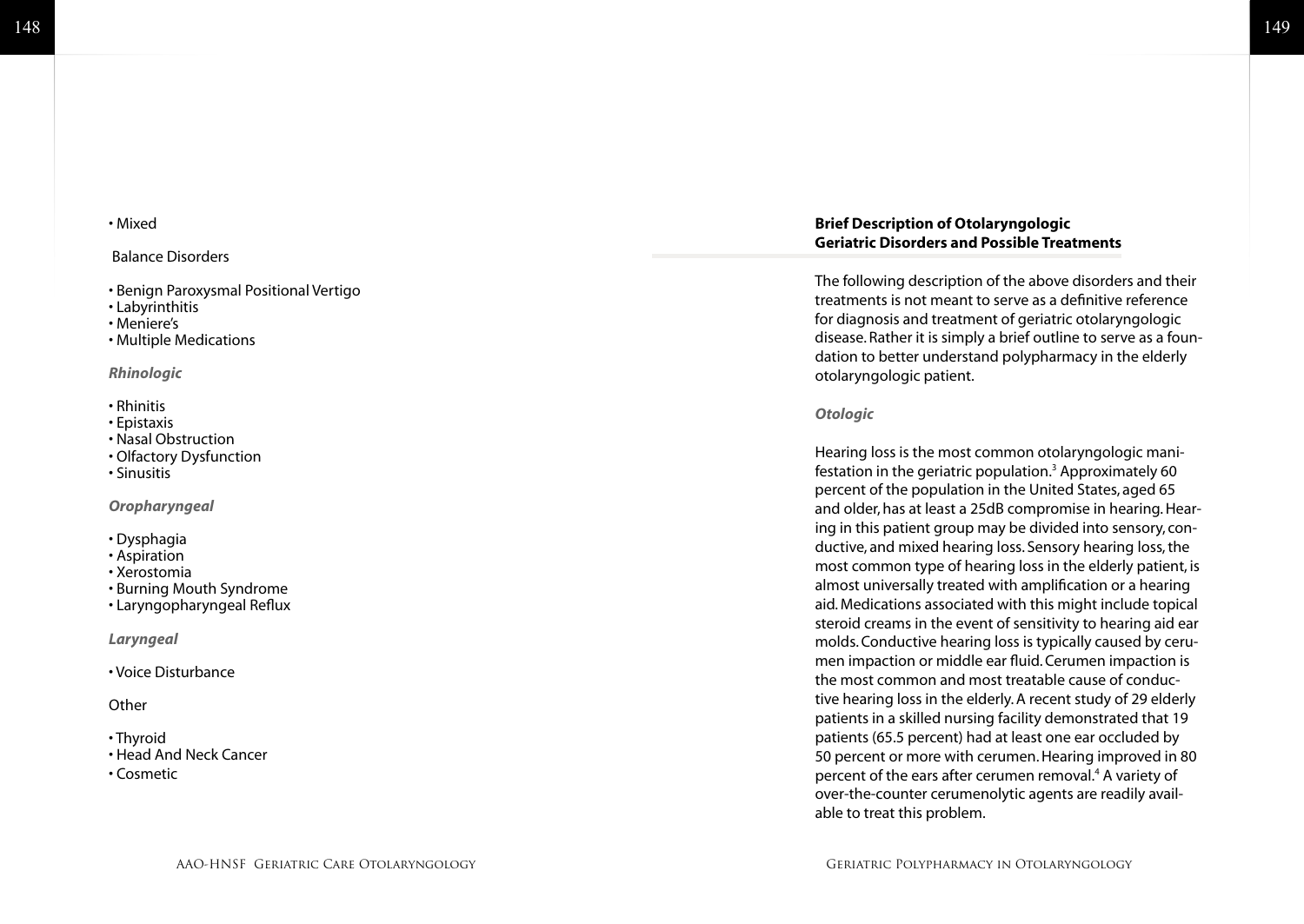- Mixed

Balance Disorders

- Benign Paroxysmal Positional Vertigo
- Labyrinthitis
- Meniere's
- Multiple Medications

***Rhinologic***

- Rhinitis
- Epistaxis
- Nasal Obstruction
- Olfactory Dysfunction
- Sinusitis

***Oropharyngeal***

- Dysphagia
- Aspiration
- Xerostomia
- Burning Mouth Syndrome
- Laryngopharyngeal Reflux

***Laryngeal***

- Voice Disturbance

Other

- Thyroid
- Head And Neck Cancer
- Cosmetic

## Brief Description of Otolaryngologic Geriatric Disorders and Possible Treatments

The following description of the above disorders and their treatments is not meant to serve as a definitive reference for diagnosis and treatment of geriatric otolaryngologic disease. Rather it is simply a brief outline to serve as a foundation to better understand polypharmacy in the elderly otolaryngologic patient.

***Otologic***

Hearing loss is the most common otolaryngologic manifestation in the geriatric population.[3] Approximately 60 percent of the population in the United States, aged 65 and older, has at least a 25dB compromise in hearing. Hearing in this patient group may be divided into sensory, conductive, and mixed hearing loss. Sensory hearing loss, the most common type of hearing loss in the elderly patient, is almost universally treated with amplification or a hearing aid. Medications associated with this might include topical steroid creams in the event of sensitivity to hearing aid ear molds. Conductive hearing loss is typically caused by cerumen impaction or middle ear fluid. Cerumen impaction is the most common and most treatable cause of conductive hearing loss in the elderly. A recent study of 29 elderly patients in a skilled nursing facility demonstrated that 19 patients (65.5 percent) had at least one ear occluded by 50 percent or more with cerumen. Hearing improved in 80 percent of the ears after cerumen removal.[4] A variety of over-the-counter cerumenolytic agents are readily available to treat this problem.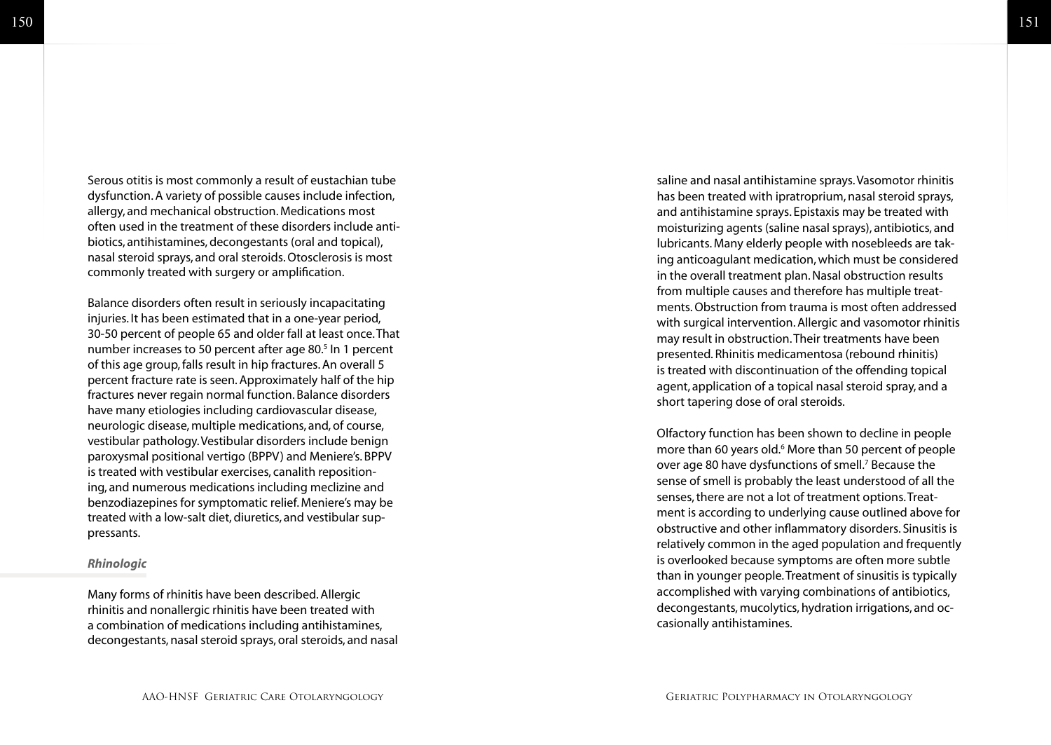Serous otitis is most commonly a result of eustachian tube dysfunction. A variety of possible causes include infection, allergy, and mechanical obstruction. Medications most often used in the treatment of these disorders include antibiotics, antihistamines, decongestants (oral and topical), nasal steroid sprays, and oral steroids. Otosclerosis is most commonly treated with surgery or amplification.

Balance disorders often result in seriously incapacitating injuries. It has been estimated that in a one-year period, 30-50 percent of people 65 and older fall at least once. That number increases to 50 percent after age 80.[5] In 1 percent of this age group, falls result in hip fractures. An overall 5 percent fracture rate is seen. Approximately half of the hip fractures never regain normal function. Balance disorders have many etiologies including cardiovascular disease, neurologic disease, multiple medications, and, of course, vestibular pathology. Vestibular disorders include benign paroxysmal positional vertigo (BPPV) and Meniere's. BPPV is treated with vestibular exercises, canalith repositioning, and numerous medications including meclizine and benzodiazepines for symptomatic relief. Meniere's may be treated with a low-salt diet, diuretics, and vestibular suppressants.

### *Rhinologic*

Many forms of rhinitis have been described. Allergic rhinitis and nonallergic rhinitis have been treated with a combination of medications including antihistamines, decongestants, nasal steroid sprays, oral steroids, and nasal saline and nasal antihistamine sprays. Vasomotor rhinitis has been treated with ipratropium, nasal steroid sprays, and antihistamine sprays. Epistaxis may be treated with moisturizing agents (saline nasal sprays), antibiotics, and lubricants. Many elderly people with nosebleeds are taking anticoagulant medication, which must be considered in the overall treatment plan. Nasal obstruction results from multiple causes and therefore has multiple treatments. Obstruction from trauma is most often addressed with surgical intervention. Allergic and vasomotor rhinitis may result in obstruction. Their treatments have been presented. Rhinitis medicamentosa (rebound rhinitis) is treated with discontinuation of the offending topical agent, application of a topical nasal steroid spray, and a short tapering dose of oral steroids.

Olfactory function has been shown to decline in people more than 60 years old.[6] More than 50 percent of people over age 80 have dysfunctions of smell.[7] Because the sense of smell is probably the least understood of all the senses, there are not a lot of treatment options. Treatment is according to underlying cause outlined above for obstructive and other inflammatory disorders. Sinusitis is relatively common in the aged population and frequently is overlooked because symptoms are often more subtle than in younger people. Treatment of sinusitis is typically accomplished with varying combinations of antibiotics, decongestants, mucolytics, hydration irrigations, and occasionally antihistamines.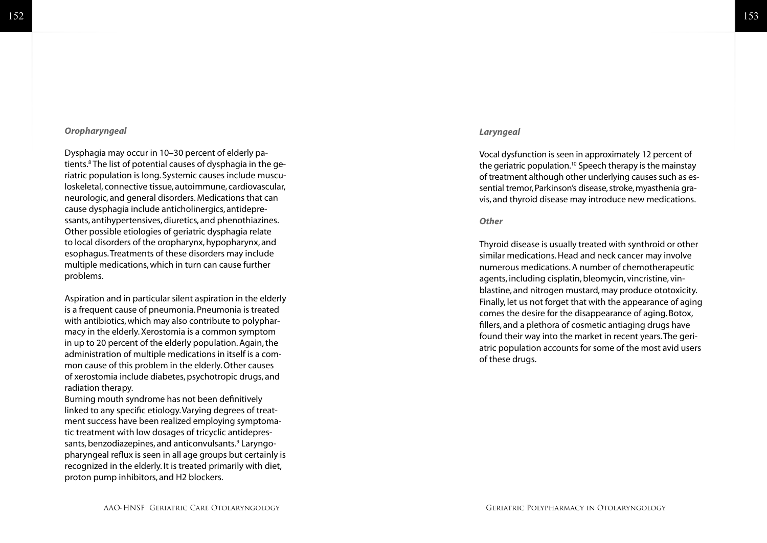### *Oropharyngeal*

Dysphagia may occur in 10–30 percent of elderly patients.[8] The list of potential causes of dysphagia in the geriatric population is long. Systemic causes include musculoskeletal, connective tissue, autoimmune, cardiovascular, neurologic, and general disorders. Medications that can cause dysphagia include anticholinergics, antidepressants, antihypertensives, diuretics, and phenothiazines. Other possible etiologies of geriatric dysphagia relate to local disorders of the oropharynx, hypopharynx, and esophagus. Treatments of these disorders may include multiple medications, which in turn can cause further problems.

Aspiration and in particular silent aspiration in the elderly is a frequent cause of pneumonia. Pneumonia is treated with antibiotics, which may also contribute to polypharmacy in the elderly. Xerostomia is a common symptom in up to 20 percent of the elderly population. Again, the administration of multiple medications in itself is a common cause of this problem in the elderly. Other causes of xerostomia include diabetes, psychotropic drugs, and radiation therapy.
Burning mouth syndrome has not been definitively linked to any specific etiology. Varying degrees of treatment success have been realized employing symptomatic treatment with low dosages of tricyclic antidepressants, benzodiazepines, and anticonvulsants.[9] Laryngopharyngeal reflux is seen in all age groups but certainly is recognized in the elderly. It is treated primarily with diet, proton pump inhibitors, and H2 blockers.

### *Laryngeal*

Vocal dysfunction is seen in approximately 12 percent of the geriatric population.[10] Speech therapy is the mainstay of treatment although other underlying causes such as essential tremor, Parkinson's disease, stroke, myasthenia gravis, and thyroid disease may introduce new medications.

### *Other*

Thyroid disease is usually treated with synthroid or other similar medications. Head and neck cancer may involve numerous medications. A number of chemotherapeutic agents, including cisplatin, bleomycin, vincristine, vinblastine, and nitrogen mustard, may produce ototoxicity. Finally, let us not forget that with the appearance of aging comes the desire for the disappearance of aging. Botox, fillers, and a plethora of cosmetic antiaging drugs have found their way into the market in recent years. The geriatric population accounts for some of the most avid users of these drugs.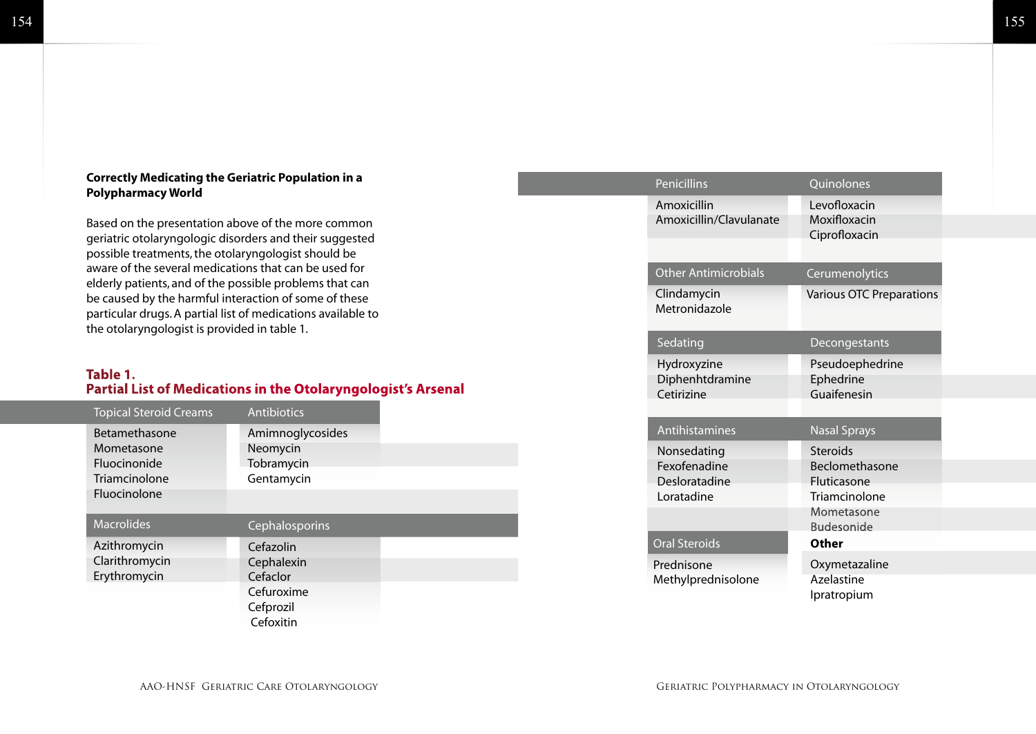**Correctly Medicating the Geriatric Population in a Polypharmacy World**

Based on the presentation above of the more common geriatric otolaryngologic disorders and their suggested possible treatments, the otolaryngologist should be aware of the several medications that can be used for elderly patients, and of the possible problems that can be caused by the harmful interaction of some of these particular drugs. A partial list of medications available to the otolaryngologist is provided in table 1.

**Table 1.**
**Partial List of Medications in the Otolaryngologist's Arsenal**

| Topical Steroid Creams | Antibiotics |
|---|---|
| Betamethasone | Amimnoglycosides |
| Mometasone | Neomycin |
| Fluocinonide | Tobramycin |
| Triamcinolone | Gentamycin |
| Fluocinolone | |

| Macrolides | Cephalosporins |
|---|---|
| Azithromycin | Cefazolin |
| Clarithromycin | Cephalexin |
| Erythromycin | Cefaclor |
| | Cefuroxime |
| | Cefprozil |
| | Cefoxitin |

| Penicillins | Quinolones |
|---|---|
| Amoxicillin | Levofloxacin |
| Amoxicillin/Clavulanate | Moxifloxacin |
| | Ciprofloxacin |

| Other Antimicrobials | Cerumenolytics |
|---|---|
| Clindamycin | Various OTC Preparations |
| Metronidazole | |

| Sedating | Decongestants |
|---|---|
| Hydroxyzine | Pseudoephedrine |
| Diphenhtdramine | Ephedrine |
| Cetirizine | Guaifenesin |

| Antihistamines | Nasal Sprays |
|---|---|
| Nonsedating | Steroids |
| Fexofenadine | Beclomethasone |
| Desloratadine | Fluticasone |
| Loratadine | Triamcinolone |
| | Mometasone |
| | Budesonide |

| Oral Steroids | **Other** |
|---|---|
| Prednisone | Oxymetazaline |
| Methylprednisolone | Azelastine |
| | Ipratropium |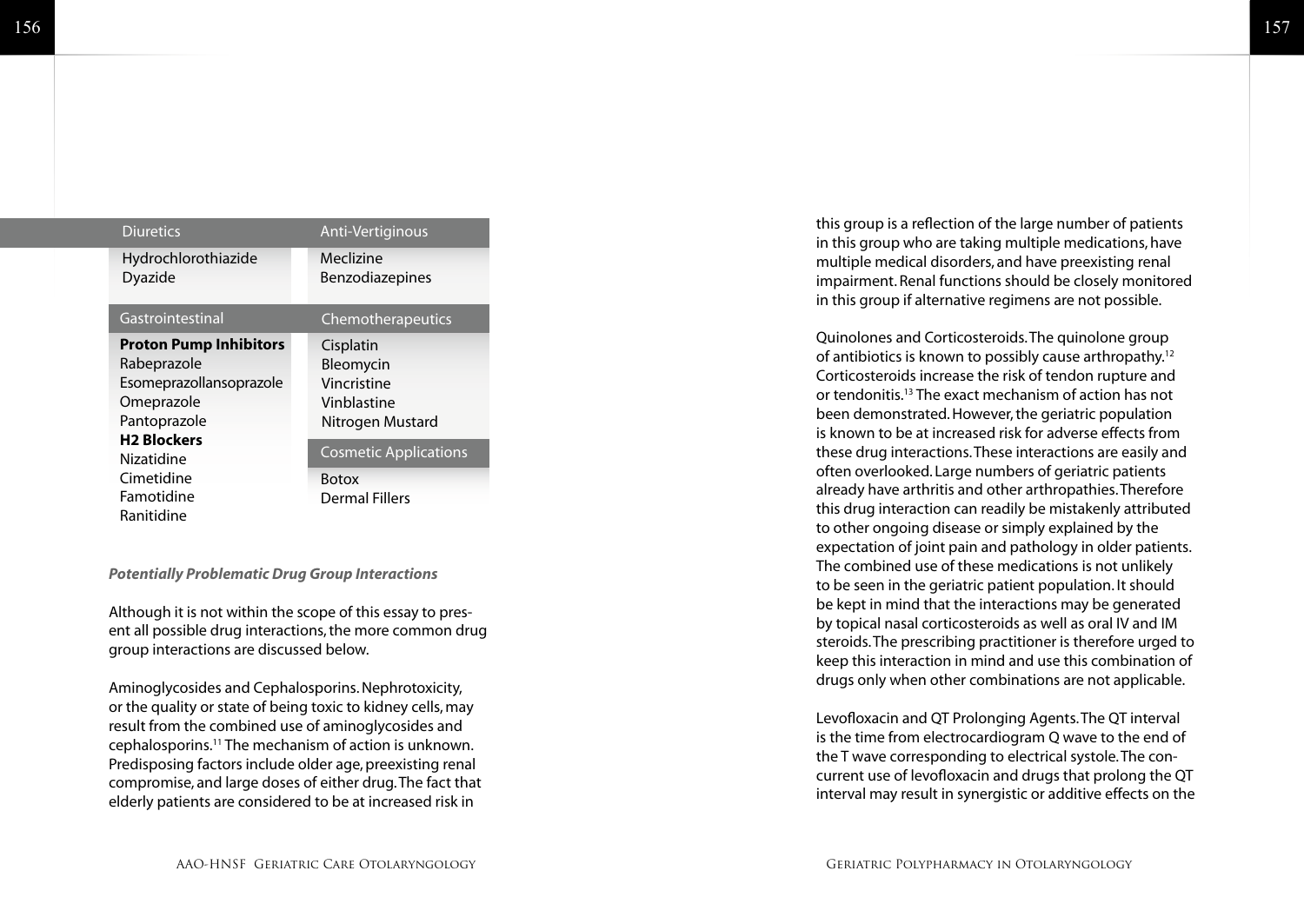| Diuretics | Anti-Vertiginous |
|---|---|
| Hydrochlorothiazide<br>Dyazide | Meclizine<br>Benzodiazepines |

| Gastrointestinal | Chemotherapeutics |
|---|---|
| **Proton Pump Inhibitors**<br>Rabeprazole<br>Esomeprazollansoprazole<br>Omeprazole<br>Pantoprazole<br>**H2 Blockers**<br>Nizatidine<br>Cimetidine<br>Famotidine<br>Ranitidine | Cisplatin<br>Bleomycin<br>Vincristine<br>Vinblastine<br>Nitrogen Mustard |

| Cosmetic Applications |
|---|
| Botox<br>Dermal Fillers |

***Potentially Problematic Drug Group Interactions***

Although it is not within the scope of this essay to present all possible drug interactions, the more common drug group interactions are discussed below.

Aminoglycosides and Cephalosporins. Nephrotoxicity, or the quality or state of being toxic to kidney cells, may result from the combined use of aminoglycosides and cephalosporins.[11] The mechanism of action is unknown. Predisposing factors include older age, preexisting renal compromise, and large doses of either drug. The fact that elderly patients are considered to be at increased risk in this group is a reflection of the large number of patients in this group who are taking multiple medications, have multiple medical disorders, and have preexisting renal impairment. Renal functions should be closely monitored in this group if alternative regimens are not possible.

Quinolones and Corticosteroids. The quinolone group of antibiotics is known to possibly cause arthropathy.[12] Corticosteroids increase the risk of tendon rupture and or tendonitis.[13] The exact mechanism of action has not been demonstrated. However, the geriatric population is known to be at increased risk for adverse effects from these drug interactions. These interactions are easily and often overlooked. Large numbers of geriatric patients already have arthritis and other arthropathies. Therefore this drug interaction can readily be mistakenly attributed to other ongoing disease or simply explained by the expectation of joint pain and pathology in older patients. The combined use of these medications is not unlikely to be seen in the geriatric patient population. It should be kept in mind that the interactions may be generated by topical nasal corticosteroids as well as oral IV and IM steroids. The prescribing practitioner is therefore urged to keep this interaction in mind and use this combination of drugs only when other combinations are not applicable.

Levofloxacin and QT Prolonging Agents. The QT interval is the time from electrocardiogram Q wave to the end of the T wave corresponding to electrical systole. The concurrent use of levofloxacin and drugs that prolong the QT interval may result in synergistic or additive effects on the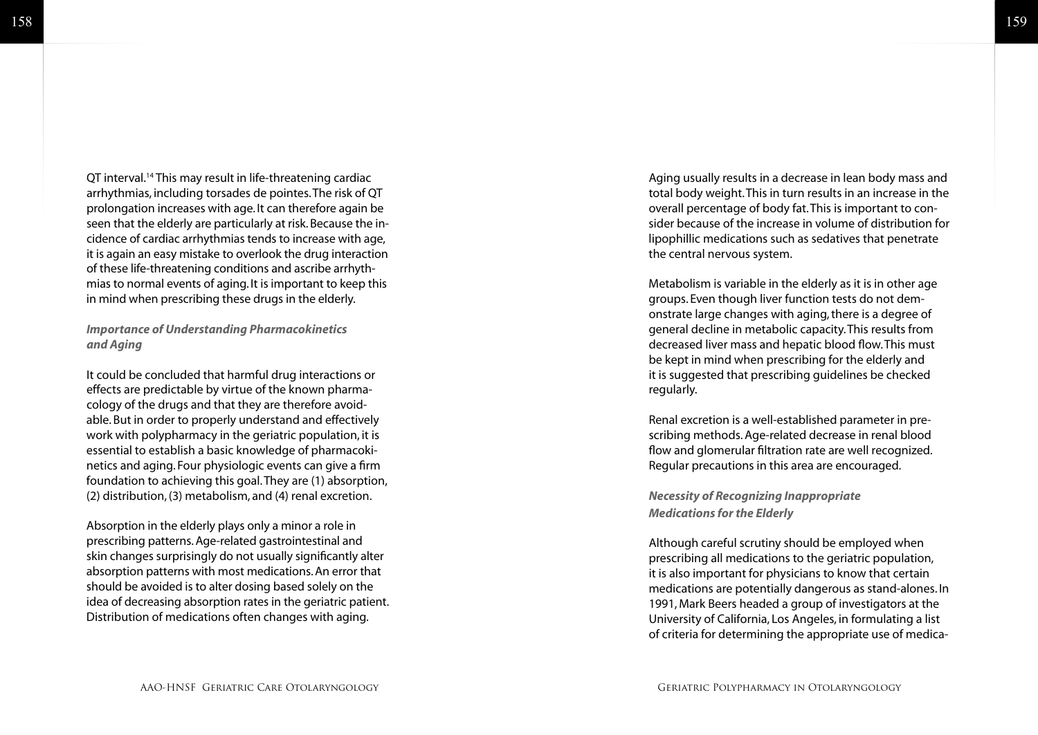QT interval.[14] This may result in life-threatening cardiac arrhythmias, including torsades de pointes. The risk of QT prolongation increases with age. It can therefore again be seen that the elderly are particularly at risk. Because the incidence of cardiac arrhythmias tends to increase with age, it is again an easy mistake to overlook the drug interaction of these life-threatening conditions and ascribe arrhythmias to normal events of aging. It is important to keep this in mind when prescribing these drugs in the elderly.

***Importance of Understanding Pharmacokinetics and Aging***

It could be concluded that harmful drug interactions or effects are predictable by virtue of the known pharmacology of the drugs and that they are therefore avoidable. But in order to properly understand and effectively work with polypharmacy in the geriatric population, it is essential to establish a basic knowledge of pharmacokinetics and aging. Four physiologic events can give a firm foundation to achieving this goal. They are (1) absorption, (2) distribution, (3) metabolism, and (4) renal excretion.

Absorption in the elderly plays only a minor a role in prescribing patterns. Age-related gastrointestinal and skin changes surprisingly do not usually significantly alter absorption patterns with most medications. An error that should be avoided is to alter dosing based solely on the idea of decreasing absorption rates in the geriatric patient. Distribution of medications often changes with aging.

Aging usually results in a decrease in lean body mass and total body weight. This in turn results in an increase in the overall percentage of body fat. This is important to consider because of the increase in volume of distribution for lipophillic medications such as sedatives that penetrate the central nervous system.

Metabolism is variable in the elderly as it is in other age groups. Even though liver function tests do not demonstrate large changes with aging, there is a degree of general decline in metabolic capacity. This results from decreased liver mass and hepatic blood flow. This must be kept in mind when prescribing for the elderly and it is suggested that prescribing guidelines be checked regularly.

Renal excretion is a well-established parameter in prescribing methods. Age-related decrease in renal blood flow and glomerular filtration rate are well recognized. Regular precautions in this area are encouraged.

***Necessity of Recognizing Inappropriate Medications for the Elderly***

Although careful scrutiny should be employed when prescribing all medications to the geriatric population, it is also important for physicians to know that certain medications are potentially dangerous as stand-alones. In 1991, Mark Beers headed a group of investigators at the University of California, Los Angeles, in formulating a list of criteria for determining the appropriate use of medica-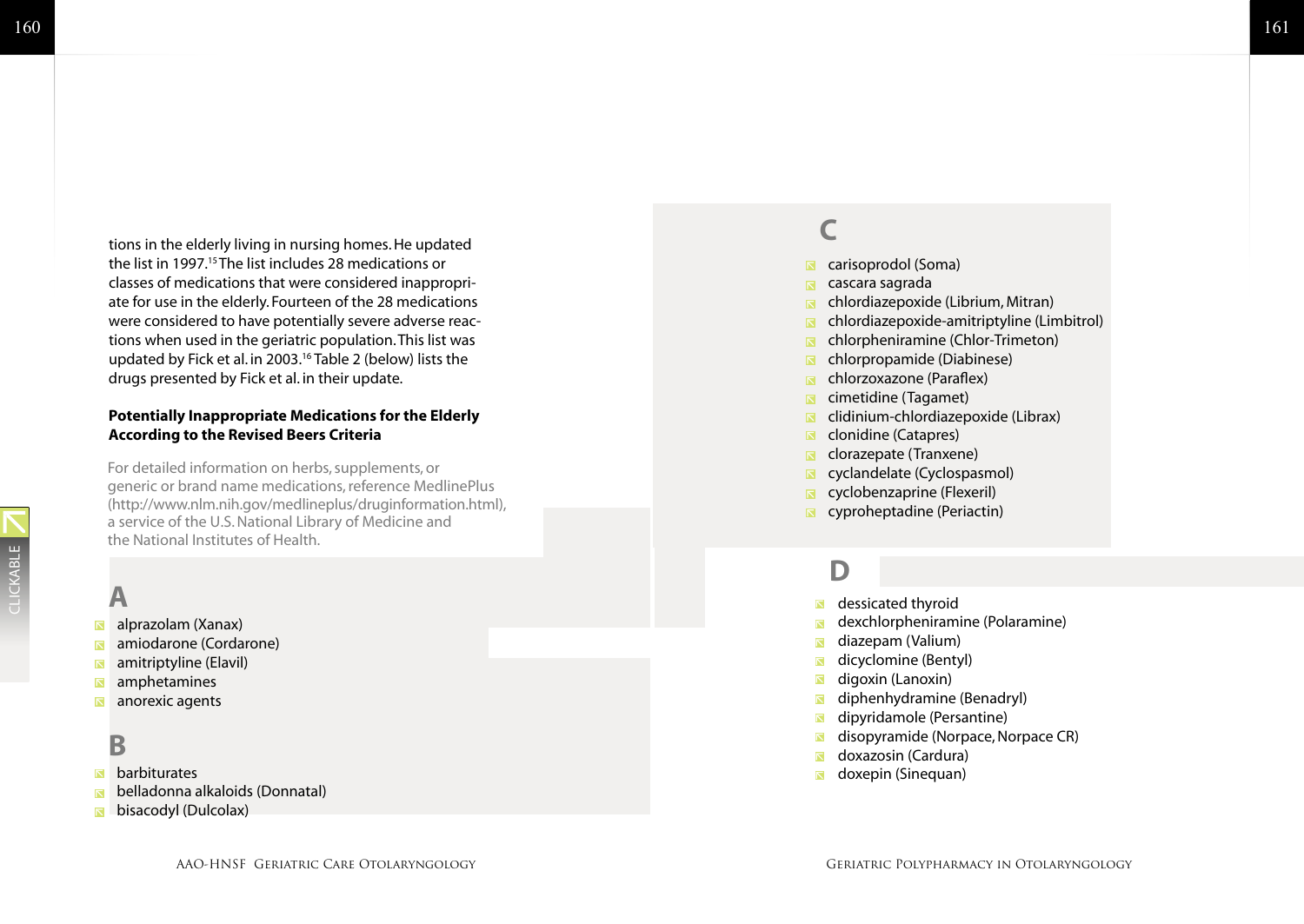tions in the elderly living in nursing homes. He updated the list in 1997.[15] The list includes 28 medications or classes of medications that were considered inappropriate for use in the elderly. Fourteen of the 28 medications were considered to have potentially severe adverse reactions when used in the geriatric population. This list was updated by Fick et al. in 2003.[16] Table 2 (below) lists the drugs presented by Fick et al. in their update.

**Potentially Inappropriate Medications for the Elderly According to the Revised Beers Criteria**

For detailed information on herbs, supplements, or generic or brand name medications, reference MedlinePlus (http://www.nlm.nih.gov/medlineplus/druginformation.html), a service of the U.S. National Library of Medicine and the National Institutes of Health.

## A

- alprazolam (Xanax)
- amiodarone (Cordarone)
- amitriptyline (Elavil)
- amphetamines
- anorexic agents

## B

- barbiturates
- belladonna alkaloids (Donnatal)
- bisacodyl (Dulcolax)

## C

- carisoprodol (Soma)
- cascara sagrada
- chlordiazepoxide (Librium, Mitran)
- chlordiazepoxide-amitriptyline (Limbitrol)
- chlorpheniramine (Chlor-Trimeton)
- chlorpropamide (Diabinese)
- chlorzoxazone (Paraflex)
- cimetidine (Tagamet)
- clidinium-chlordiazepoxide (Librax)
- clonidine (Catapres)
- clorazepate (Tranxene)
- cyclandelate (Cyclospasmol)
- cyclobenzaprine (Flexeril)
- cyproheptadine (Periactin)

## D

- dessicated thyroid
- dexchlorpheniramine (Polaramine)
- diazepam (Valium)
- dicyclomine (Bentyl)
- digoxin (Lanoxin)
- diphenhydramine (Benadryl)
- dipyridamole (Persantine)
- disopyramide (Norpace, Norpace CR)
- doxazosin (Cardura)
- doxepin (Sinequan)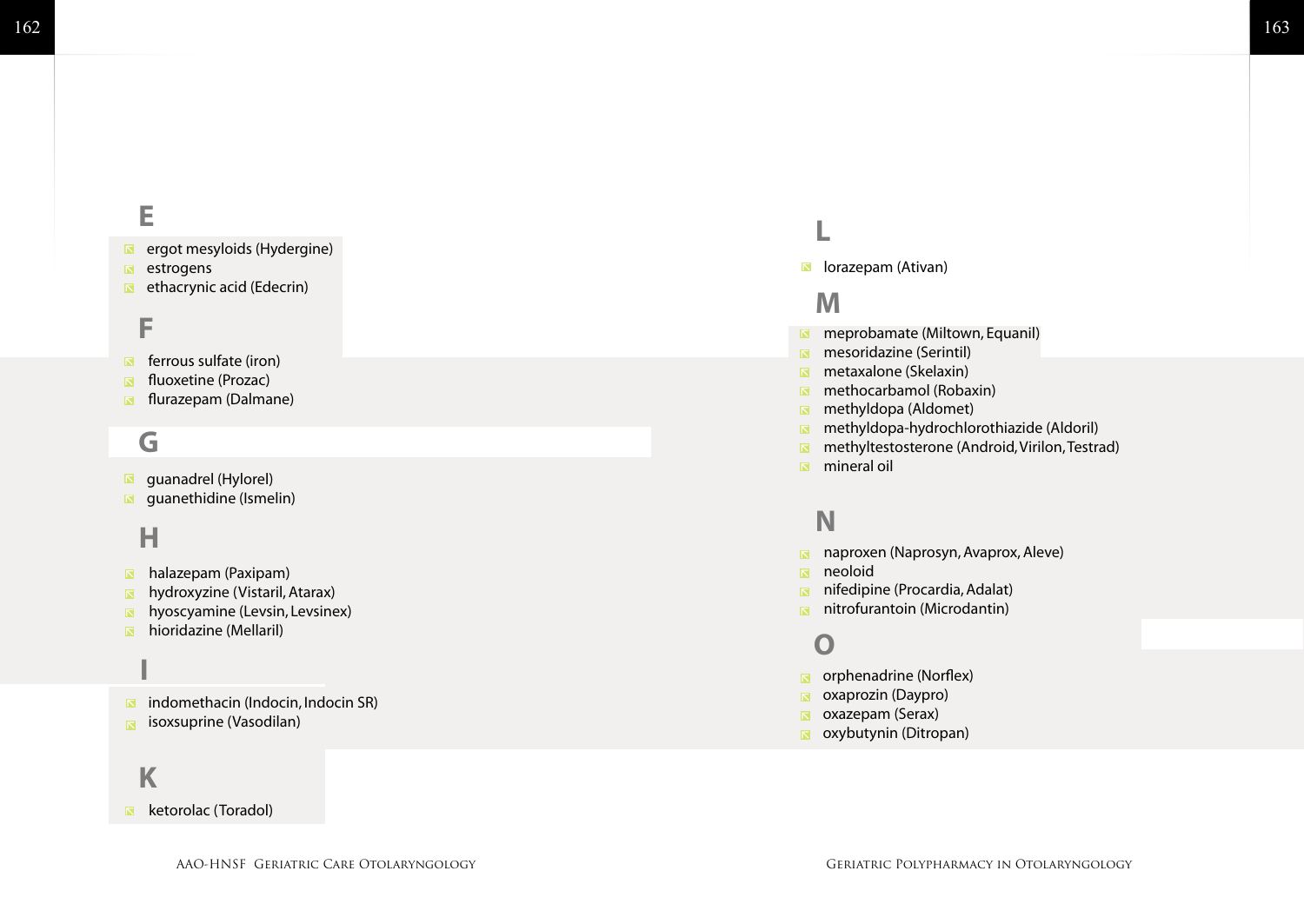## E

- ergot mesyloids (Hydergine)
- estrogens
- ethacrynic acid (Edecrin)

## F

- ferrous sulfate (iron)
- fluoxetine (Prozac)
- flurazepam (Dalmane)

## G

- guanadrel (Hylorel)
- guanethidine (Ismelin)

## H

- halazepam (Paxipam)
- hydroxyzine (Vistaril, Atarax)
- hyoscyamine (Levsin, Levsinex)
- hioridazine (Mellaril)

## I

- indomethacin (Indocin, Indocin SR)
- isoxsuprine (Vasodilan)

## K

- ketorolac (Toradol)

## L

- lorazepam (Ativan)

## M

- meprobamate (Miltown, Equanil)
- mesoridazine (Serintil)
- metaxalone (Skelaxin)
- methocarbamol (Robaxin)
- methyldopa (Aldomet)
- methyldopa-hydrochlorothiazide (Aldoril)
- methyltestosterone (Android, Virilon, Testrad)
- mineral oil

## N

- naproxen (Naprosyn, Avaprox, Aleve)
- neoloid
- nifedipine (Procardia, Adalat)
- nitrofurantoin (Microdantin)

## O

- orphenadrine (Norflex)
- oxaprozin (Daypro)
- oxazepam (Serax)
- oxybutynin (Ditropan)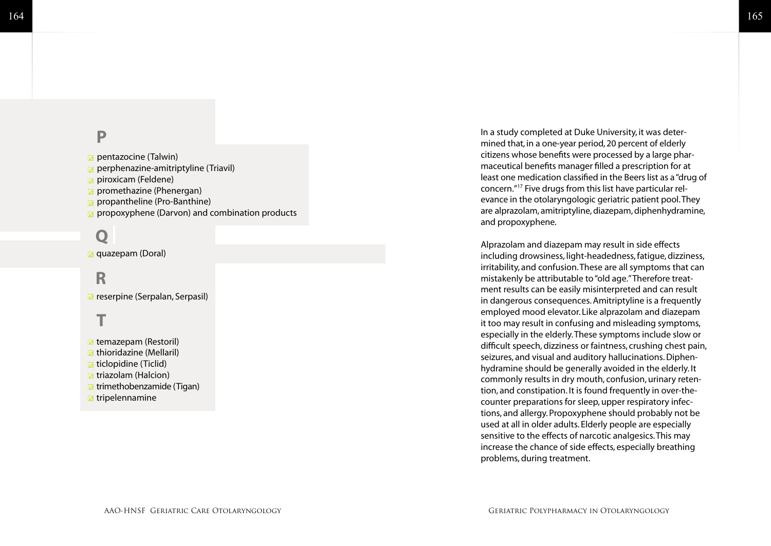### P

- pentazocine (Talwin)
- perphenazine-amitriptyline (Triavil)
- piroxicam (Feldene)
- promethazine (Phenergan)
- propantheline (Pro-Banthine)
- propoxyphene (Darvon) and combination products

### Q

- quazepam (Doral)

### R

- reserpine (Serpalan, Serpasil)

### T

- temazepam (Restoril)
- thioridazine (Mellaril)
- ticlopidine (Ticlid)
- triazolam (Halcion)
- trimethobenzamide (Tigan)
- tripelennamine

In a study completed at Duke University, it was determined that, in a one-year period, 20 percent of elderly citizens whose benefits were processed by a large pharmaceutical benefits manager filled a prescription for at least one medication classified in the Beers list as a "drug of concern."[17] Five drugs from this list have particular relevance in the otolaryngologic geriatric patient pool. They are alprazolam, amitriptyline, diazepam, diphenhydramine, and propoxyphene.

Alprazolam and diazepam may result in side effects including drowsiness, light-headedness, fatigue, dizziness, irritability, and confusion. These are all symptoms that can mistakenly be attributable to "old age." Therefore treatment results can be easily misinterpreted and can result in dangerous consequences. Amitriptyline is a frequently employed mood elevator. Like alprazolam and diazepam it too may result in confusing and misleading symptoms, especially in the elderly. These symptoms include slow or difficult speech, dizziness or faintness, crushing chest pain, seizures, and visual and auditory hallucinations. Diphenhydramine should be generally avoided in the elderly. It commonly results in dry mouth, confusion, urinary retention, and constipation. It is found frequently in over-the-counter preparations for sleep, upper respiratory infections, and allergy. Propoxyphene should probably not be used at all in older adults. Elderly people are especially sensitive to the effects of narcotic analgesics. This may increase the chance of side effects, especially breathing problems, during treatment.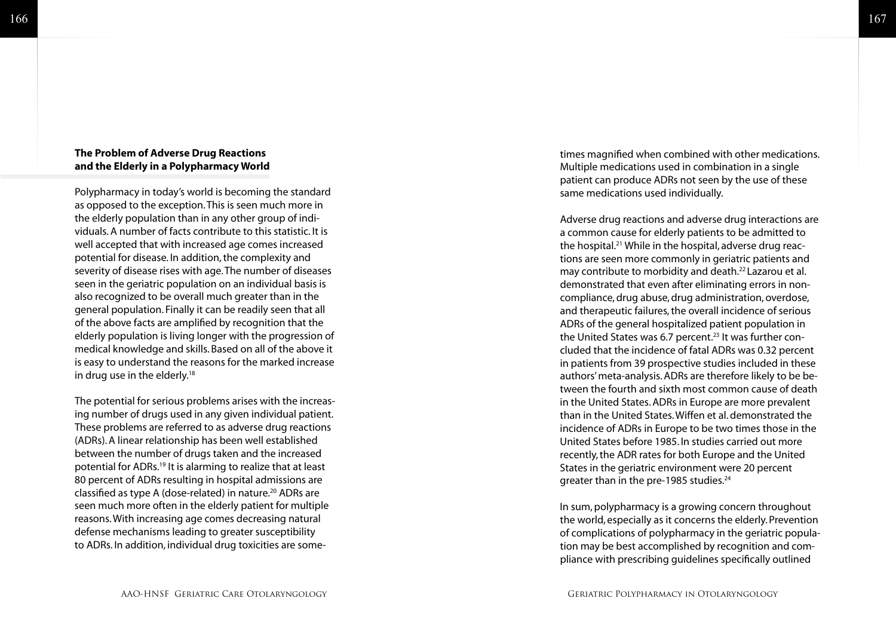## The Problem of Adverse Drug Reactions and the Elderly in a Polypharmacy World

Polypharmacy in today's world is becoming the standard as opposed to the exception. This is seen much more in the elderly population than in any other group of individuals. A number of facts contribute to this statistic. It is well accepted that with increased age comes increased potential for disease. In addition, the complexity and severity of disease rises with age. The number of diseases seen in the geriatric population on an individual basis is also recognized to be overall much greater than in the general population. Finally it can be readily seen that all of the above facts are amplified by recognition that the elderly population is living longer with the progression of medical knowledge and skills. Based on all of the above it is easy to understand the reasons for the marked increase in drug use in the elderly.[18]

The potential for serious problems arises with the increasing number of drugs used in any given individual patient. These problems are referred to as adverse drug reactions (ADRs). A linear relationship has been well established between the number of drugs taken and the increased potential for ADRs.[19] It is alarming to realize that at least 80 percent of ADRs resulting in hospital admissions are classified as type A (dose-related) in nature.[20] ADRs are seen much more often in the elderly patient for multiple reasons. With increasing age comes decreasing natural defense mechanisms leading to greater susceptibility to ADRs. In addition, individual drug toxicities are sometimes magnified when combined with other medications. Multiple medications used in combination in a single patient can produce ADRs not seen by the use of these same medications used individually.

Adverse drug reactions and adverse drug interactions are a common cause for elderly patients to be admitted to the hospital.[21] While in the hospital, adverse drug reactions are seen more commonly in geriatric patients and may contribute to morbidity and death.[22] Lazarou et al. demonstrated that even after eliminating errors in noncompliance, drug abuse, drug administration, overdose, and therapeutic failures, the overall incidence of serious ADRs of the general hospitalized patient population in the United States was 6.7 percent.[23] It was further concluded that the incidence of fatal ADRs was 0.32 percent in patients from 39 prospective studies included in these authors' meta-analysis. ADRs are therefore likely to be between the fourth and sixth most common cause of death in the United States. ADRs in Europe are more prevalent than in the United States. Wiffen et al. demonstrated the incidence of ADRs in Europe to be two times those in the United States before 1985. In studies carried out more recently, the ADR rates for both Europe and the United States in the geriatric environment were 20 percent greater than in the pre-1985 studies.[24]

In sum, polypharmacy is a growing concern throughout the world, especially as it concerns the elderly. Prevention of complications of polypharmacy in the geriatric population may be best accomplished by recognition and compliance with prescribing guidelines specifically outlined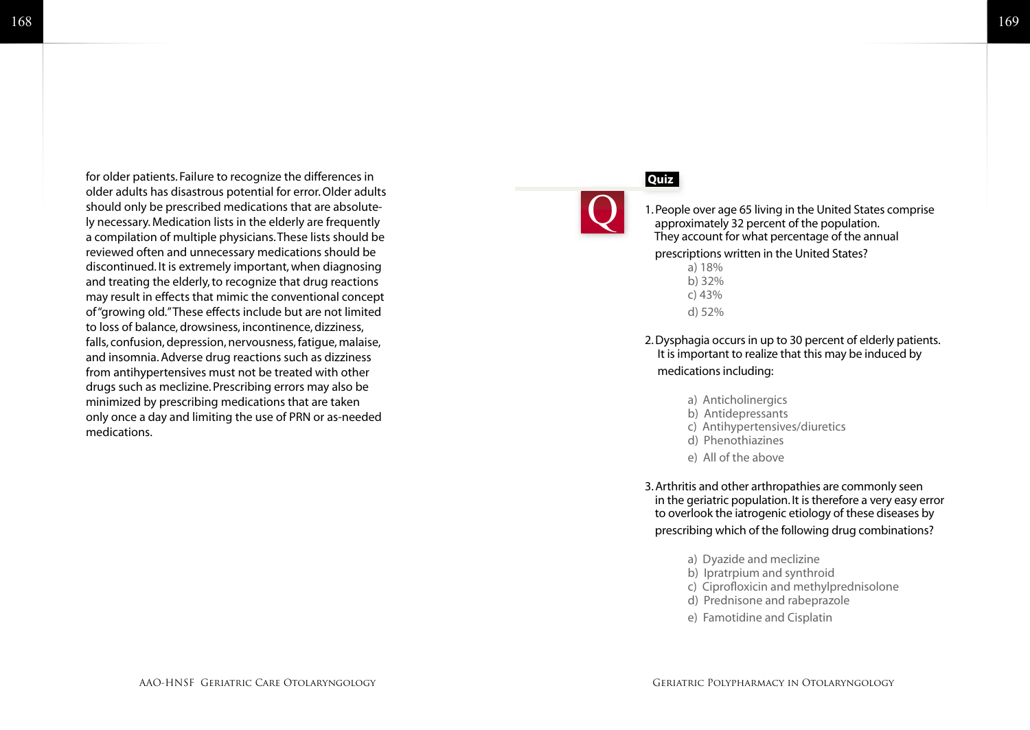for older patients. Failure to recognize the differences in older adults has disastrous potential for error. Older adults should only be prescribed medications that are absolutely necessary. Medication lists in the elderly are frequently a compilation of multiple physicians. These lists should be reviewed often and unnecessary medications should be discontinued. It is extremely important, when diagnosing and treating the elderly, to recognize that drug reactions may result in effects that mimic the conventional concept of "growing old." These effects include but are not limited to loss of balance, drowsiness, incontinence, dizziness, falls, confusion, depression, nervousness, fatigue, malaise, and insomnia. Adverse drug reactions such as dizziness from antihypertensives must not be treated with other drugs such as meclizine. Prescribing errors may also be minimized by prescribing medications that are taken only once a day and limiting the use of PRN or as-needed medications.

## Quiz

1. People over age 65 living in the United States comprise approximately 32 percent of the population. They account for what percentage of the annual prescriptions written in the United States?
   - a) 18%
   - b) 32%
   - c) 43%
   - d) 52%

2. Dysphagia occurs in up to 30 percent of elderly patients. It is important to realize that this may be induced by medications including:
   - a) Anticholinergics
   - b) Antidepressants
   - c) Antihypertensives/diuretics
   - d) Phenothiazines
   - e) All of the above

3. Arthritis and other arthropathies are commonly seen in the geriatric population. It is therefore a very easy error to overlook the iatrogenic etiology of these diseases by prescribing which of the following drug combinations?
   - a) Dyazide and meclizine
   - b) Ipratrpium and synthroid
   - c) Ciprofloxicin and methylprednisolone
   - d) Prednisone and rabeprazole
   - e) Famotidine and Cisplatin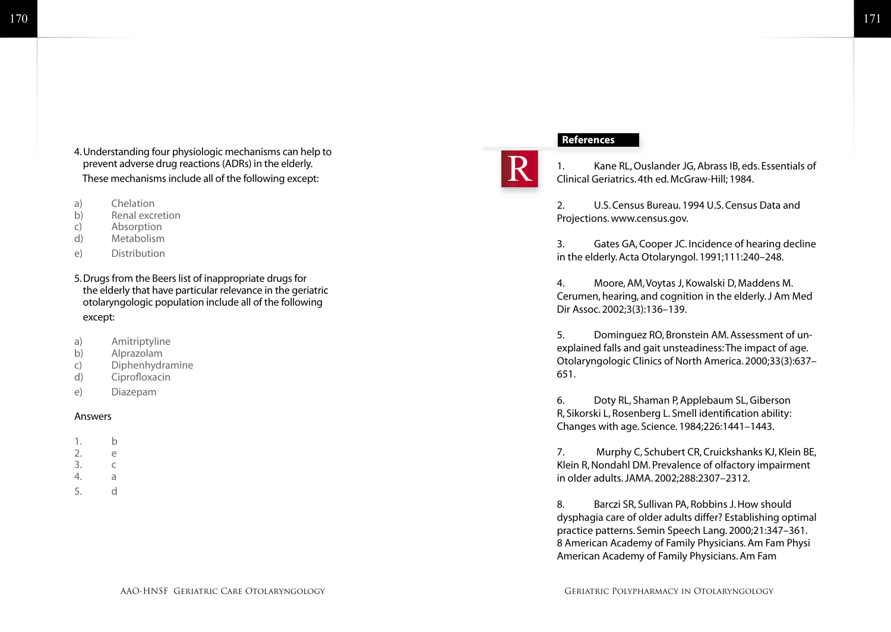4. Understanding four physiologic mechanisms can help to prevent adverse drug reactions (ADRs) in the elderly. These mechanisms include all of the following except:

a) Chelation
b) Renal excretion
c) Absorption
d) Metabolism
e) Distribution

5. Drugs from the Beers list of inappropriate drugs for the elderly that have particular relevance in the geriatric otolaryngologic population include all of the following except:

a) Amitriptyline
b) Alprazolam
c) Diphenhydramine
d) Ciprofloxacin
e) Diazepam

Answers

1. b
2. e
3. c
4. a
5. d

## References

1. Kane RL, Ouslander JG, Abrass IB, eds. Essentials of Clinical Geriatrics. 4th ed. McGraw-Hill; 1984.

2. U.S. Census Bureau. 1994 U.S. Census Data and Projections. www.census.gov.

3. Gates GA, Cooper JC. Incidence of hearing decline in the elderly. Acta Otolaryngol. 1991;111:240–248.

4. Moore, AM, Voytas J, Kowalski D, Maddens M. Cerumen, hearing, and cognition in the elderly. J Am Med Dir Assoc. 2002;3(3):136–139.

5. Dominguez RO, Bronstein AM. Assessment of unexplained falls and gait unsteadiness: The impact of age. Otolaryngologic Clinics of North America. 2000;33(3):637–651.

6. Doty RL, Shaman P, Applebaum SL, Giberson R, Sikorski L, Rosenberg L. Smell identification ability: Changes with age. Science. 1984;226:1441–1443.

7. Murphy C, Schubert CR, Cruickshanks KJ, Klein BE, Klein R, Nondahl DM. Prevalence of olfactory impairment in older adults. JAMA. 2002;288:2307–2312.

8. Barczi SR, Sullivan PA, Robbins J. How should dysphagia care of older adults differ? Establishing optimal practice patterns. Semin Speech Lang. 2000;21:347–361.
8 American Academy of Family Physicians. Am Fam Physi
American Academy of Family Physicians. Am Fam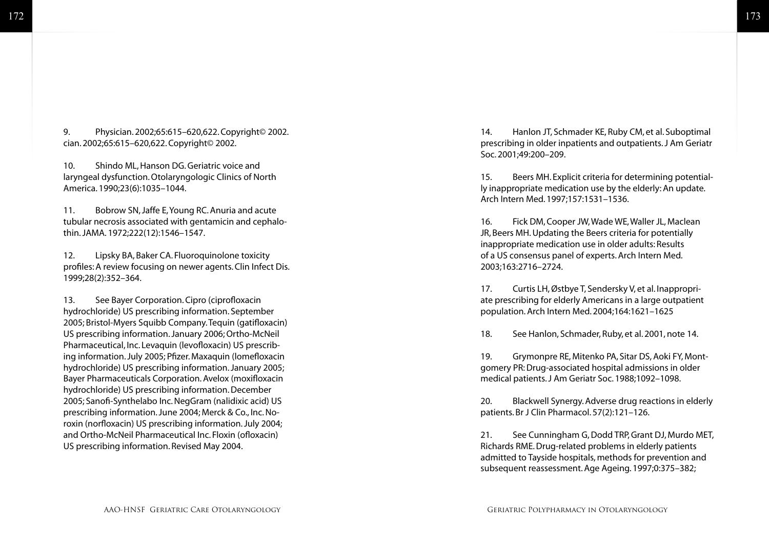9. Physician. 2002;65:615–620,622. Copyright© 2002. cian. 2002;65:615–620,622. Copyright© 2002.

10. Shindo ML, Hanson DG. Geriatric voice and laryngeal dysfunction. Otolaryngologic Clinics of North America. 1990;23(6):1035–1044.

11. Bobrow SN, Jaffe E, Young RC. Anuria and acute tubular necrosis associated with gentamicin and cephalothin. JAMA. 1972;222(12):1546–1547.

12. Lipsky BA, Baker CA. Fluoroquinolone toxicity profiles: A review focusing on newer agents. Clin Infect Dis. 1999;28(2):352–364.

13. See Bayer Corporation. Cipro (ciprofloxacin hydrochloride) US prescribing information. September 2005; Bristol-Myers Squibb Company. Tequin (gatifloxacin) US prescribing information. January 2006; Ortho-McNeil Pharmaceutical, Inc. Levaquin (levofloxacin) US prescribing information. July 2005; Pfizer. Maxaquin (lomefloxacin hydrochloride) US prescribing information. January 2005; Bayer Pharmaceuticals Corporation. Avelox (moxifloxacin hydrochloride) US prescribing information. December 2005; Sanofi-Synthelabo Inc. NegGram (nalidixic acid) US prescribing information. June 2004; Merck & Co., Inc. Noroxin (norfloxacin) US prescribing information. July 2004; and Ortho-McNeil Pharmaceutical Inc. Floxin (ofloxacin) US prescribing information. Revised May 2004.

14. Hanlon JT, Schmader KE, Ruby CM, et al. Suboptimal prescribing in older inpatients and outpatients. J Am Geriatr Soc. 2001;49:200–209.

15. Beers MH. Explicit criteria for determining potentially inappropriate medication use by the elderly: An update. Arch Intern Med. 1997;157:1531–1536.

16. Fick DM, Cooper JW, Wade WE, Waller JL, Maclean JR, Beers MH. Updating the Beers criteria for potentially inappropriate medication use in older adults: Results of a US consensus panel of experts. Arch Intern Med. 2003;163:2716–2724.

17. Curtis LH, Østbye T, Sendersky V, et al. Inappropriate prescribing for elderly Americans in a large outpatient population. Arch Intern Med. 2004;164:1621–1625

18. See Hanlon, Schmader, Ruby, et al. 2001, note 14.

19. Grymonpre RE, Mitenko PA, Sitar DS, Aoki FY, Montgomery PR: Drug-associated hospital admissions in older medical patients. J Am Geriatr Soc. 1988;1092–1098.

20. Blackwell Synergy. Adverse drug reactions in elderly patients. Br J Clin Pharmacol. 57(2):121–126.

21. See Cunningham G, Dodd TRP, Grant DJ, Murdo MET, Richards RME. Drug-related problems in elderly patients admitted to Tayside hospitals, methods for prevention and subsequent reassessment. Age Ageing. 1997;0:375–382;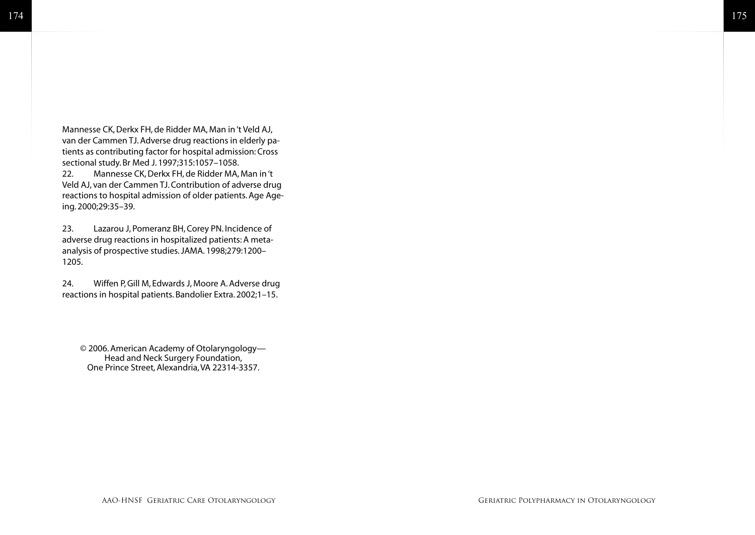Mannesse CK, Derkx FH, de Ridder MA, Man in 't Veld AJ, van der Cammen TJ. Adverse drug reactions in elderly patients as contributing factor for hospital admission: Cross sectional study. Br Med J. 1997;315:1057–1058.

22. Mannesse CK, Derkx FH, de Ridder MA, Man in 't Veld AJ, van der Cammen TJ. Contribution of adverse drug reactions to hospital admission of older patients. Age Ageing. 2000;29:35–39.

23. Lazarou J, Pomeranz BH, Corey PN. Incidence of adverse drug reactions in hospitalized patients: A meta-analysis of prospective studies. JAMA. 1998;279:1200–1205.

24. Wiffen P, Gill M, Edwards J, Moore A. Adverse drug reactions in hospital patients. Bandolier Extra. 2002;1–15.

© 2006. American Academy of Otolaryngology—Head and Neck Surgery Foundation, One Prince Street, Alexandria, VA 22314-3357.